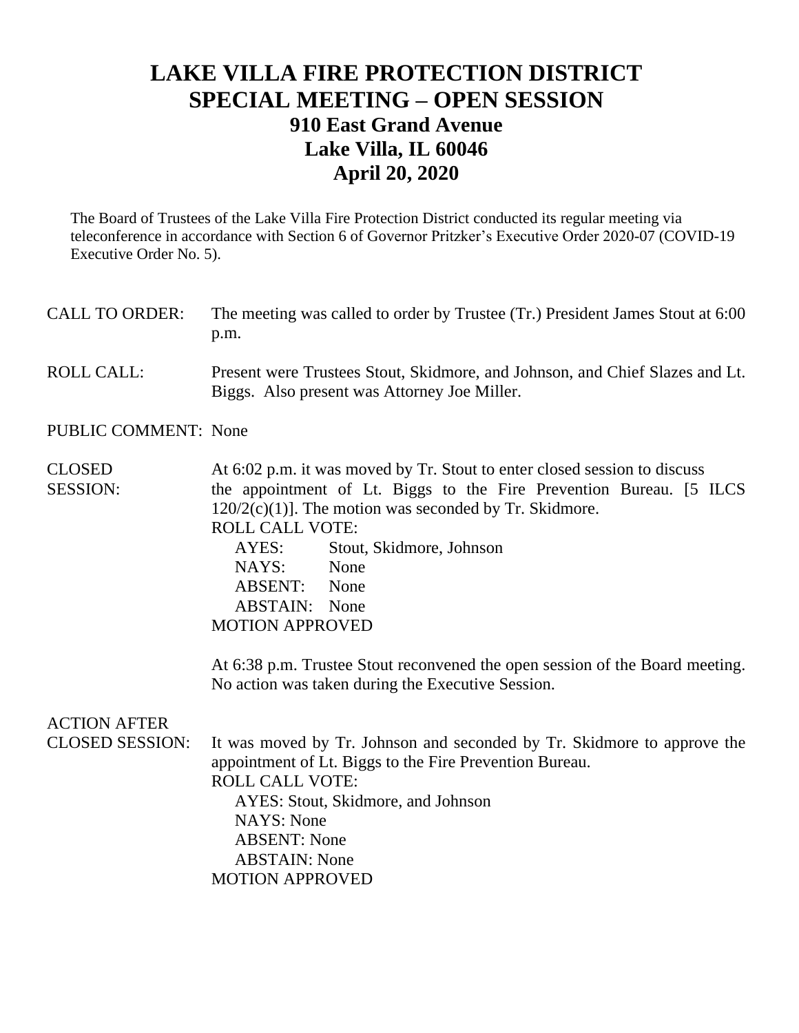# LAKE VILLA FIRE PROTECTION DISTRICT
# SPECIAL MEETING – OPEN SESSION
## 910 East Grand Avenue
## Lake Villa, IL 60046
## April 20, 2020

The Board of Trustees of the Lake Villa Fire Protection District conducted its regular meeting via teleconference in accordance with Section 6 of Governor Pritzker's Executive Order 2020-07 (COVID-19 Executive Order No. 5).

**CALL TO ORDER:** The meeting was called to order by Trustee (Tr.) President James Stout at 6:00 p.m.

**ROLL CALL:** Present were Trustees Stout, Skidmore, and Johnson, and Chief Slazes and Lt. Biggs. Also present was Attorney Joe Miller.

**PUBLIC COMMENT:** None

**CLOSED SESSION:** At 6:02 p.m. it was moved by Tr. Stout to enter closed session to discuss the appointment of Lt. Biggs to the Fire Prevention Bureau. [5 ILCS 120/2(c)(1)]. The motion was seconded by Tr. Skidmore.

ROLL CALL VOTE:

- AYES: Stout, Skidmore, Johnson
- NAYS: None
- ABSENT: None
- ABSTAIN: None

MOTION APPROVED

At 6:38 p.m. Trustee Stout reconvened the open session of the Board meeting. No action was taken during the Executive Session.

**ACTION AFTER CLOSED SESSION:** It was moved by Tr. Johnson and seconded by Tr. Skidmore to approve the appointment of Lt. Biggs to the Fire Prevention Bureau.

ROLL CALL VOTE:

- AYES: Stout, Skidmore, and Johnson
- NAYS: None
- ABSENT: None
- ABSTAIN: None

MOTION APPROVED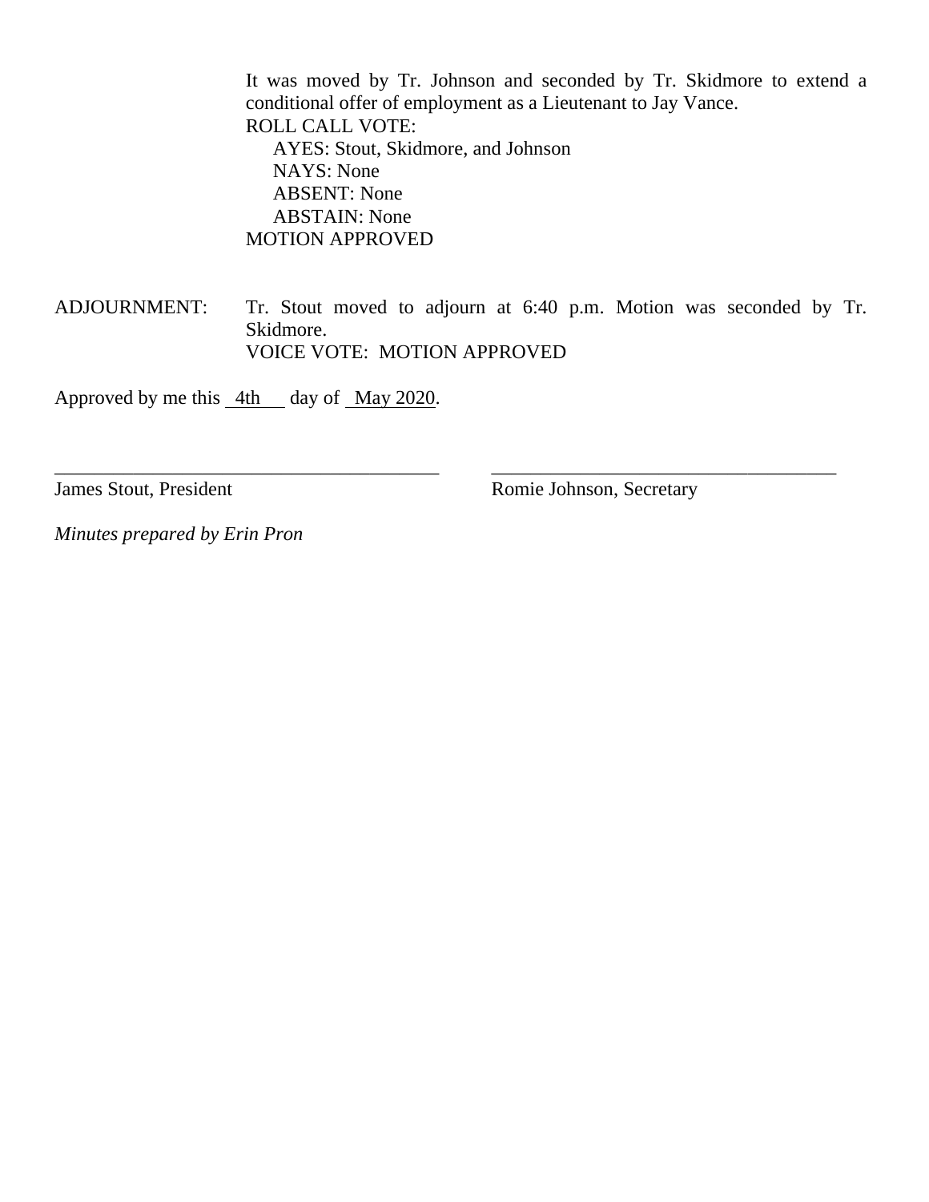It was moved by Tr. Johnson and seconded by Tr. Skidmore to extend a conditional offer of employment as a Lieutenant to Jay Vance.

ROLL CALL VOTE:

AYES: Stout, Skidmore, and Johnson
NAYS: None
ABSENT: None
ABSTAIN: None

MOTION APPROVED

ADJOURNMENT: Tr. Stout moved to adjourn at 6:40 p.m. Motion was seconded by Tr. Skidmore.

VOICE VOTE: MOTION APPROVED

Approved by me this 4th day of May 2020.

_________________________________________ James Stout, President

_____________________________________ Romie Johnson, Secretary

*Minutes prepared by Erin Pron*